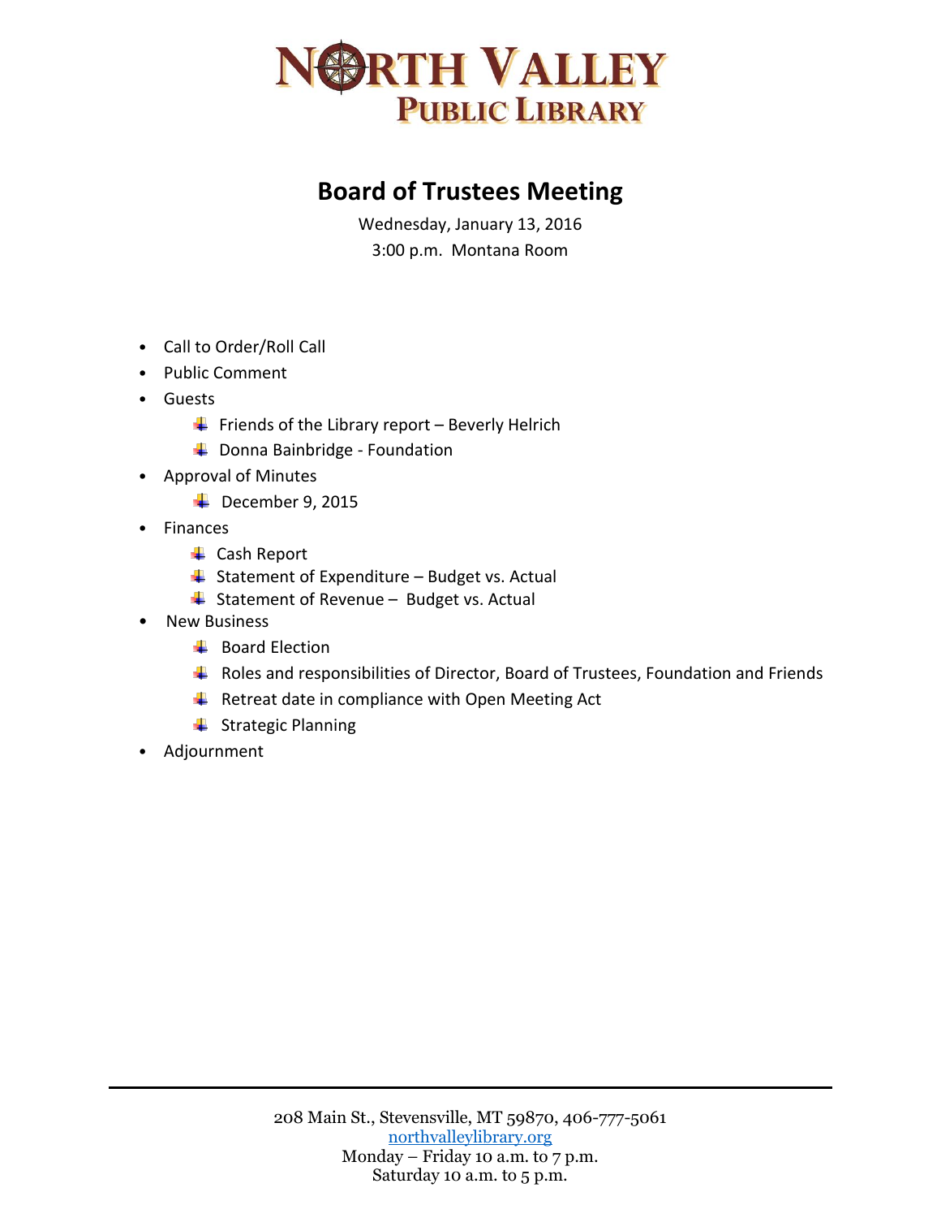# NORTH VALLEY PUBLIC LIBRARY

## Board of Trustees Meeting

Wednesday, January 13, 2016

3:00 p.m. Montana Room

- Call to Order/Roll Call
- Public Comment
- Guests
  - Friends of the Library report – Beverly Helrich
  - Donna Bainbridge - Foundation
- Approval of Minutes
  - December 9, 2015
- Finances
  - Cash Report
  - Statement of Expenditure – Budget vs. Actual
  - Statement of Revenue – Budget vs. Actual
- New Business
  - Board Election
  - Roles and responsibilities of Director, Board of Trustees, Foundation and Friends
  - Retreat date in compliance with Open Meeting Act
  - Strategic Planning
- Adjournment

208 Main St., Stevensville, MT 59870, 406-777-5061
northvalleylibrary.org
Monday – Friday 10 a.m. to 7 p.m.
Saturday 10 a.m. to 5 p.m.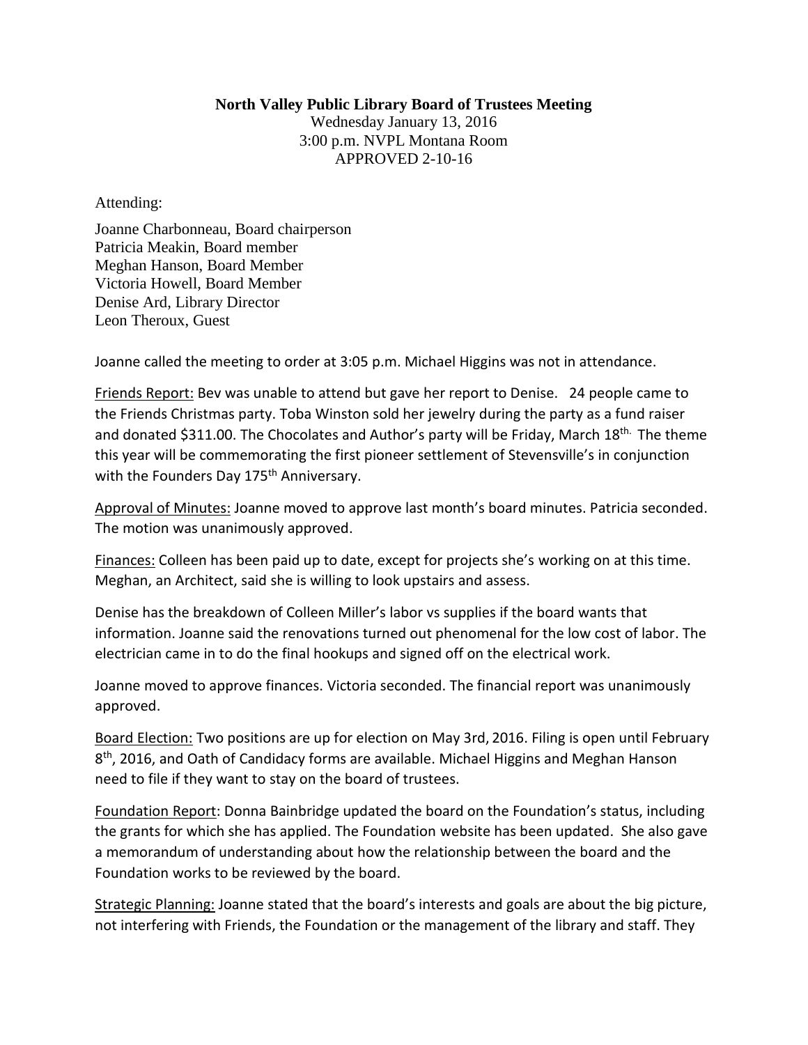**North Valley Public Library Board of Trustees Meeting**

Wednesday January 13, 2016

3:00 p.m. NVPL Montana Room

APPROVED 2-10-16

Attending:

Joanne Charbonneau, Board chairperson
Patricia Meakin, Board member
Meghan Hanson, Board Member
Victoria Howell, Board Member
Denise Ard, Library Director
Leon Theroux, Guest

Joanne called the meeting to order at 3:05 p.m. Michael Higgins was not in attendance.

Friends Report: Bev was unable to attend but gave her report to Denise. 24 people came to the Friends Christmas party. Toba Winston sold her jewelry during the party as a fund raiser and donated \$311.00. The Chocolates and Author's party will be Friday, March 18th. The theme this year will be commemorating the first pioneer settlement of Stevensville's in conjunction with the Founders Day 175th Anniversary.

Approval of Minutes: Joanne moved to approve last month's board minutes. Patricia seconded. The motion was unanimously approved.

Finances: Colleen has been paid up to date, except for projects she's working on at this time. Meghan, an Architect, said she is willing to look upstairs and assess.

Denise has the breakdown of Colleen Miller's labor vs supplies if the board wants that information. Joanne said the renovations turned out phenomenal for the low cost of labor. The electrician came in to do the final hookups and signed off on the electrical work.

Joanne moved to approve finances. Victoria seconded. The financial report was unanimously approved.

Board Election: Two positions are up for election on May 3rd, 2016. Filing is open until February 8th, 2016, and Oath of Candidacy forms are available. Michael Higgins and Meghan Hanson need to file if they want to stay on the board of trustees.

Foundation Report: Donna Bainbridge updated the board on the Foundation's status, including the grants for which she has applied. The Foundation website has been updated. She also gave a memorandum of understanding about how the relationship between the board and the Foundation works to be reviewed by the board.

Strategic Planning: Joanne stated that the board's interests and goals are about the big picture, not interfering with Friends, the Foundation or the management of the library and staff. They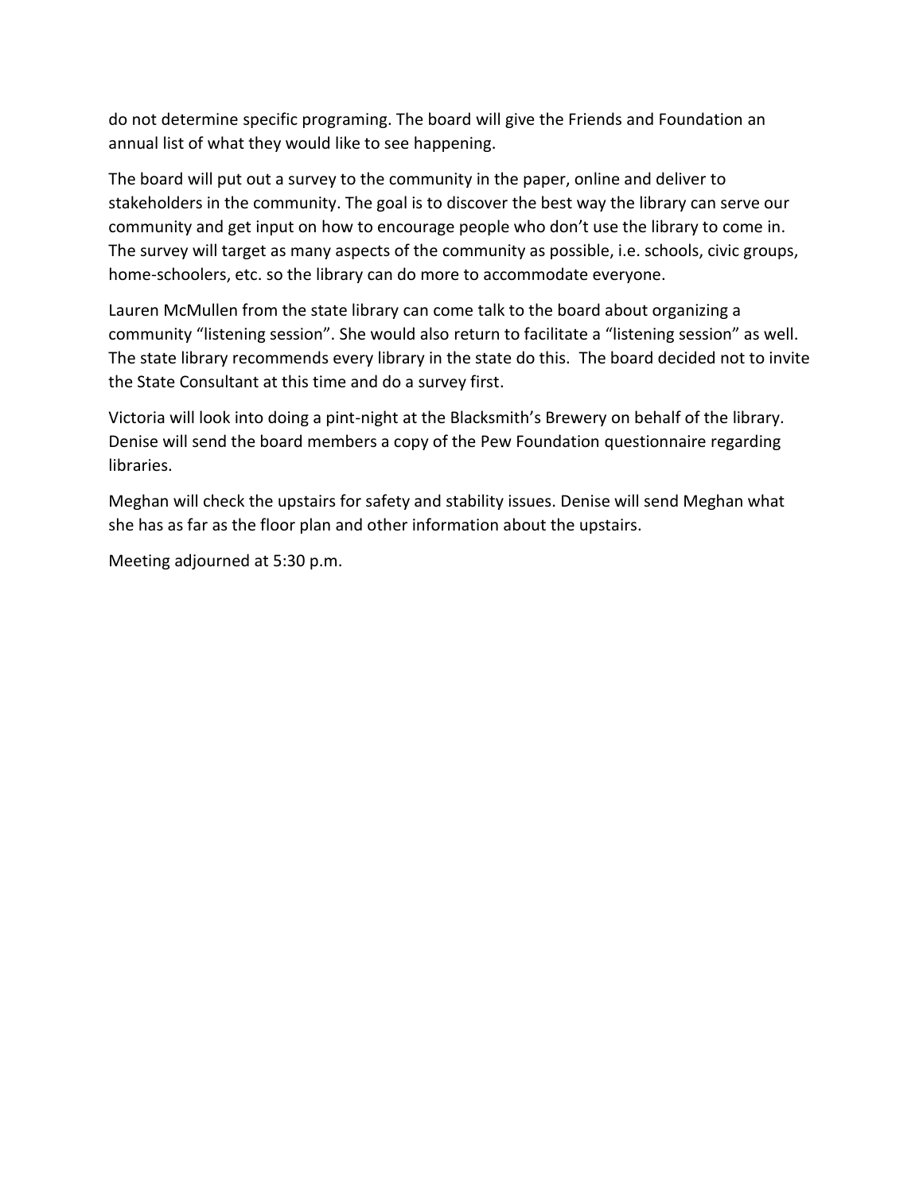do not determine specific programing. The board will give the Friends and Foundation an annual list of what they would like to see happening.

The board will put out a survey to the community in the paper, online and deliver to stakeholders in the community. The goal is to discover the best way the library can serve our community and get input on how to encourage people who don't use the library to come in. The survey will target as many aspects of the community as possible, i.e. schools, civic groups, home-schoolers, etc. so the library can do more to accommodate everyone.

Lauren McMullen from the state library can come talk to the board about organizing a community "listening session". She would also return to facilitate a "listening session" as well. The state library recommends every library in the state do this.  The board decided not to invite the State Consultant at this time and do a survey first.

Victoria will look into doing a pint-night at the Blacksmith's Brewery on behalf of the library. Denise will send the board members a copy of the Pew Foundation questionnaire regarding libraries.

Meghan will check the upstairs for safety and stability issues. Denise will send Meghan what she has as far as the floor plan and other information about the upstairs.

Meeting adjourned at 5:30 p.m.